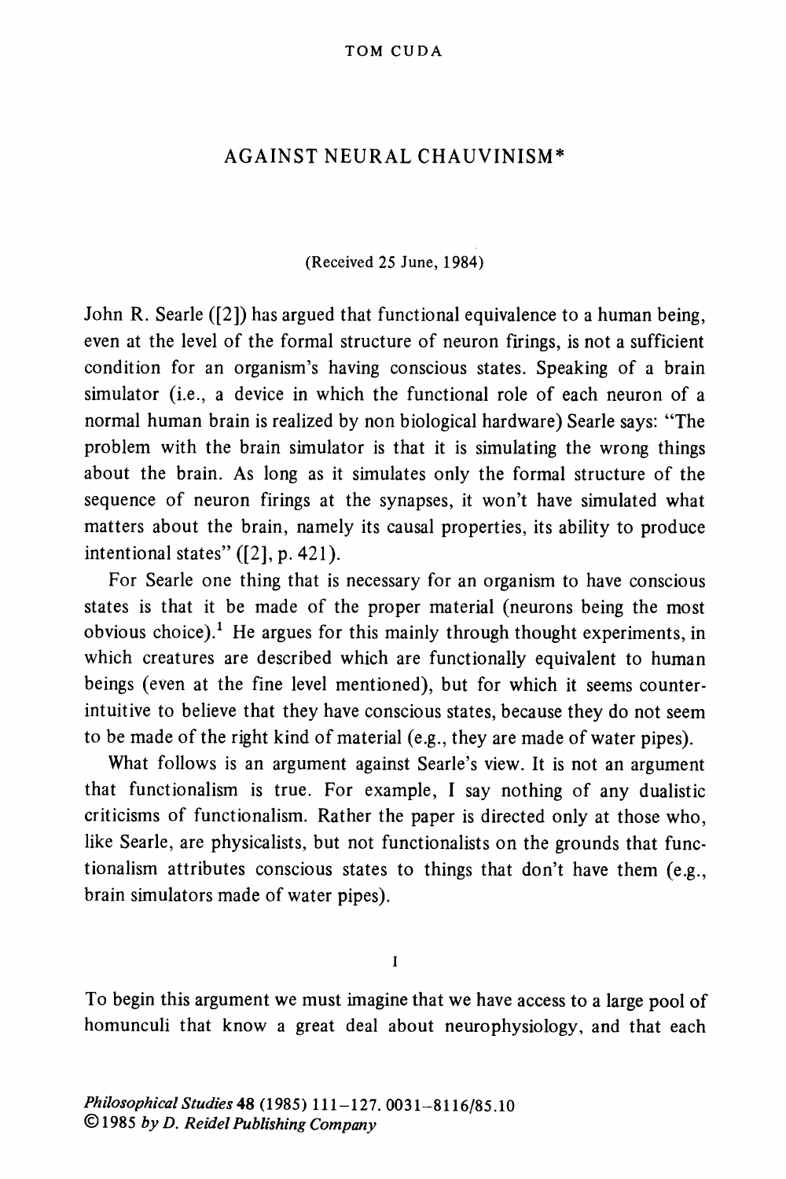TOM CUDA

# AGAINST NEURAL CHAUVINISM*

(Received 25 June, 1984)

John R. Searle ([2]) has argued that functional equivalence to a human being, even at the level of the formal structure of neuron firings, is not a sufficient condition for an organism's having conscious states. Speaking of a brain simulator (i.e., a device in which the functional role of each neuron of a normal human brain is realized by non biological hardware) Searle says: "The problem with the brain simulator is that it is simulating the wrong things about the brain. As long as it simulates only the formal structure of the sequence of neuron firings at the synapses, it won't have simulated what matters about the brain, namely its causal properties, its ability to produce intentional states" ([2], p. 421).

For Searle one thing that is necessary for an organism to have conscious states is that it be made of the proper material (neurons being the most obvious choice).[1] He argues for this mainly through thought experiments, in which creatures are described which are functionally equivalent to human beings (even at the fine level mentioned), but for which it seems counter-intuitive to believe that they have conscious states, because they do not seem to be made of the right kind of material (e.g., they are made of water pipes).

What follows is an argument against Searle's view. It is not an argument that functionalism is true. For example, I say nothing of any dualistic criticisms of functionalism. Rather the paper is directed only at those who, like Searle, are physicalists, but not functionalists on the grounds that functionalism attributes conscious states to things that don't have them (e.g., brain simulators made of water pipes).

## I

To begin this argument we must imagine that we have access to a large pool of homunculi that know a great deal about neurophysiology, and that each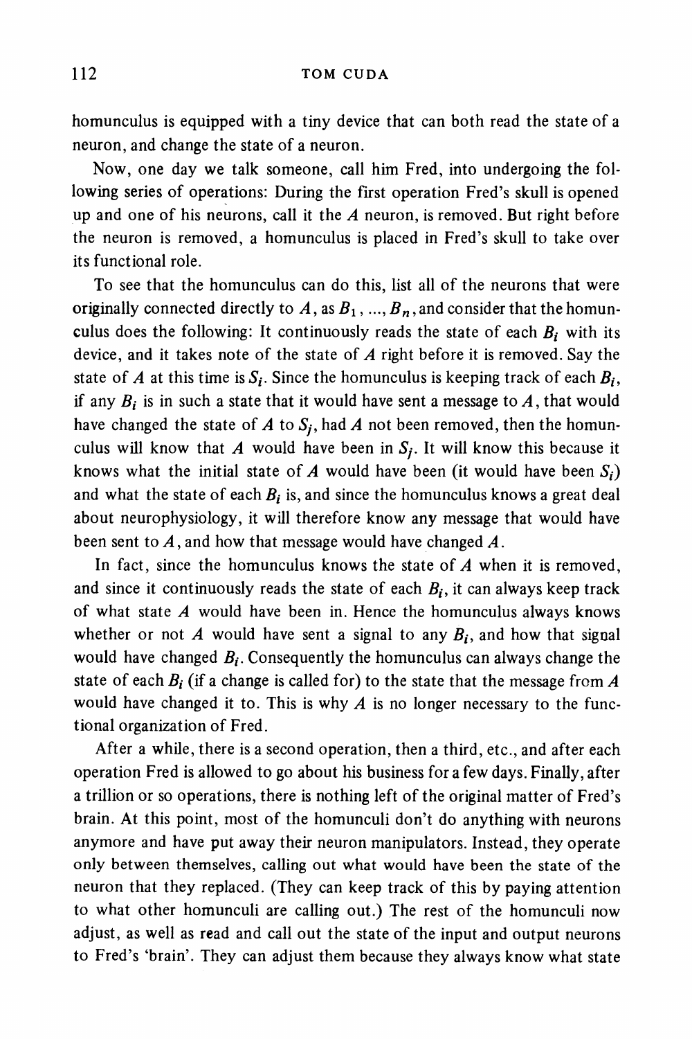homunculus is equipped with a tiny device that can both read the state of a neuron, and change the state of a neuron.

Now, one day we talk someone, call him Fred, into undergoing the following series of operations: During the first operation Fred's skull is opened up and one of his neurons, call it the $A$ neuron, is removed. But right before the neuron is removed, a homunculus is placed in Fred's skull to take over its functional role.

To see that the homunculus can do this, list all of the neurons that were originally connected directly to $A$, as $B_1, ..., B_n$, and consider that the homunculus does the following: It continuously reads the state of each $B_i$ with its device, and it takes note of the state of $A$ right before it is removed. Say the state of $A$ at this time is $S_i$. Since the homunculus is keeping track of each $B_i$, if any $B_i$ is in such a state that it would have sent a message to $A$, that would have changed the state of $A$ to $S_j$, had $A$ not been removed, then the homunculus will know that $A$ would have been in $S_j$. It will know this because it knows what the initial state of $A$ would have been (it would have been $S_i$) and what the state of each $B_i$ is, and since the homunculus knows a great deal about neurophysiology, it will therefore know any message that would have been sent to $A$, and how that message would have changed $A$.

In fact, since the homunculus knows the state of $A$ when it is removed, and since it continuously reads the state of each $B_i$, it can always keep track of what state $A$ would have been in. Hence the homunculus always knows whether or not $A$ would have sent a signal to any $B_i$, and how that signal would have changed $B_i$. Consequently the homunculus can always change the state of each $B_i$ (if a change is called for) to the state that the message from $A$ would have changed it to. This is why $A$ is no longer necessary to the functional organization of Fred.

After a while, there is a second operation, then a third, etc., and after each operation Fred is allowed to go about his business for a few days. Finally, after a trillion or so operations, there is nothing left of the original matter of Fred's brain. At this point, most of the homunculi don't do anything with neurons anymore and have put away their neuron manipulators. Instead, they operate only between themselves, calling out what would have been the state of the neuron that they replaced. (They can keep track of this by paying attention to what other homunculi are calling out.) The rest of the homunculi now adjust, as well as read and call out the state of the input and output neurons to Fred's 'brain'. They can adjust them because they always know what state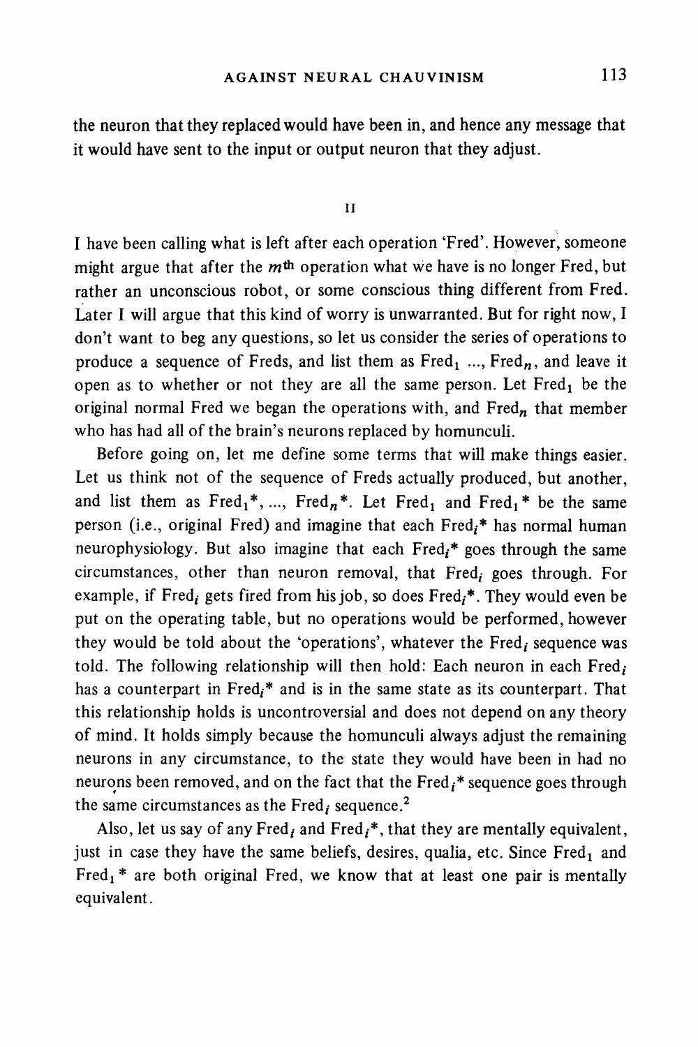the neuron that they replaced would have been in, and hence any message that it would have sent to the input or output neuron that they adjust.

## II

I have been calling what is left after each operation 'Fred'. However, someone might argue that after the $m^{th}$ operation what we have is no longer Fred, but rather an unconscious robot, or some conscious thing different from Fred. Later I will argue that this kind of worry is unwarranted. But for right now, I don't want to beg any questions, so let us consider the series of operations to produce a sequence of Freds, and list them as $\text{Fred}_1$ ..., $\text{Fred}_n$, and leave it open as to whether or not they are all the same person. Let $\text{Fred}_1$ be the original normal Fred we began the operations with, and $\text{Fred}_n$ that member who has had all of the brain's neurons replaced by homunculi.

Before going on, let me define some terms that will make things easier. Let us think not of the sequence of Freds actually produced, but another, and list them as $\text{Fred}_1^*$, ..., $\text{Fred}_n^*$. Let $\text{Fred}_1$ and $\text{Fred}_1^*$ be the same person (i.e., original Fred) and imagine that each $\text{Fred}_i^*$ has normal human neurophysiology. But also imagine that each $\text{Fred}_i^*$ goes through the same circumstances, other than neuron removal, that $\text{Fred}_i$ goes through. For example, if $\text{Fred}_i$ gets fired from his job, so does $\text{Fred}_i^*$. They would even be put on the operating table, but no operations would be performed, however they would be told about the 'operations', whatever the $\text{Fred}_i$ sequence was told. The following relationship will then hold: Each neuron in each $\text{Fred}_i$ has a counterpart in $\text{Fred}_i^*$ and is in the same state as its counterpart. That this relationship holds is uncontroversial and does not depend on any theory of mind. It holds simply because the homunculi always adjust the remaining neurons in any circumstance, to the state they would have been in had no neurons been removed, and on the fact that the $\text{Fred}_i^*$ sequence goes through the same circumstances as the $\text{Fred}_i$ sequence.[2]

Also, let us say of any $\text{Fred}_i$ and $\text{Fred}_i^*$, that they are mentally equivalent, just in case they have the same beliefs, desires, qualia, etc. Since $\text{Fred}_1$ and $\text{Fred}_1^*$ are both original Fred, we know that at least one pair is mentally equivalent.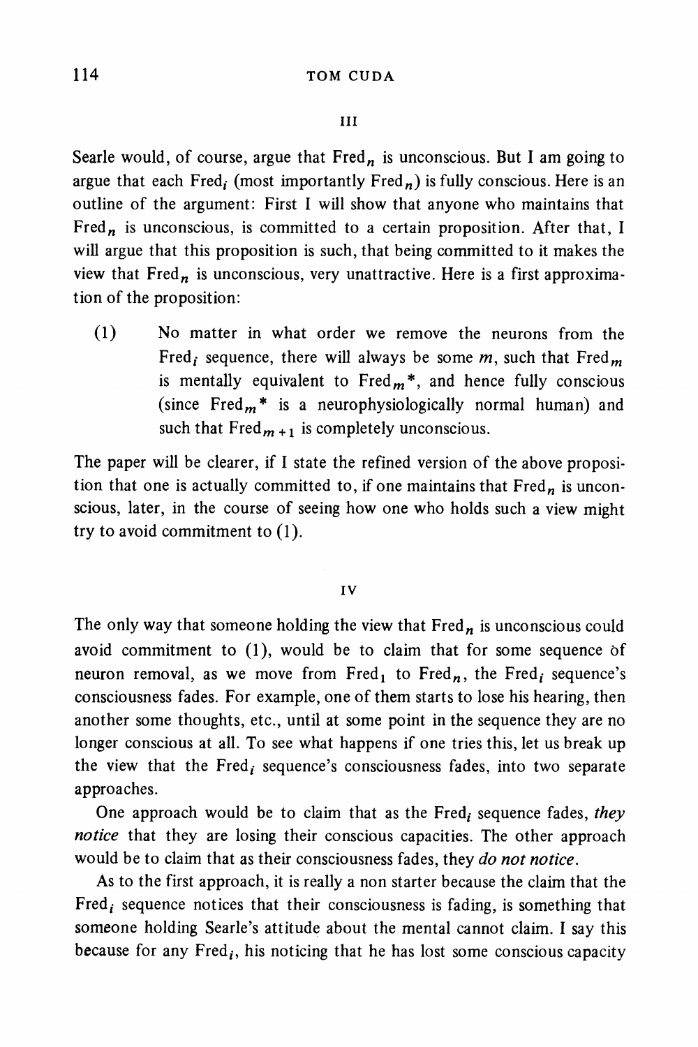## III

Searle would, of course, argue that $\text{Fred}_n$ is unconscious. But I am going to argue that each $\text{Fred}_i$ (most importantly $\text{Fred}_n$) is fully conscious. Here is an outline of the argument: First I will show that anyone who maintains that $\text{Fred}_n$ is unconscious, is committed to a certain proposition. After that, I will argue that this proposition is such, that being committed to it makes the view that $\text{Fred}_n$ is unconscious, very unattractive. Here is a first approximation of the proposition:

(1) No matter in what order we remove the neurons from the $\text{Fred}_i$ sequence, there will always be some $m$, such that $\text{Fred}_m$ is mentally equivalent to $\text{Fred}_m{}^*$, and hence fully conscious (since $\text{Fred}_m{}^*$ is a neurophysiologically normal human) and such that $\text{Fred}_{m+1}$ is completely unconscious.

The paper will be clearer, if I state the refined version of the above proposition that one is actually committed to, if one maintains that $\text{Fred}_n$ is unconscious, later, in the course of seeing how one who holds such a view might try to avoid commitment to (1).

## IV

The only way that someone holding the view that $\text{Fred}_n$ is unconscious could avoid commitment to (1), would be to claim that for some sequence of neuron removal, as we move from $\text{Fred}_1$ to $\text{Fred}_n$, the $\text{Fred}_i$ sequence's consciousness fades. For example, one of them starts to lose his hearing, then another some thoughts, etc., until at some point in the sequence they are no longer conscious at all. To see what happens if one tries this, let us break up the view that the $\text{Fred}_i$ sequence's consciousness fades, into two separate approaches.

One approach would be to claim that as the $\text{Fred}_i$ sequence fades, *they notice* that they are losing their conscious capacities. The other approach would be to claim that as their consciousness fades, they *do not notice*.

As to the first approach, it is really a non starter because the claim that the $\text{Fred}_i$ sequence notices that their consciousness is fading, is something that someone holding Searle's attitude about the mental cannot claim. I say this because for any $\text{Fred}_i$, his noticing that he has lost some conscious capacity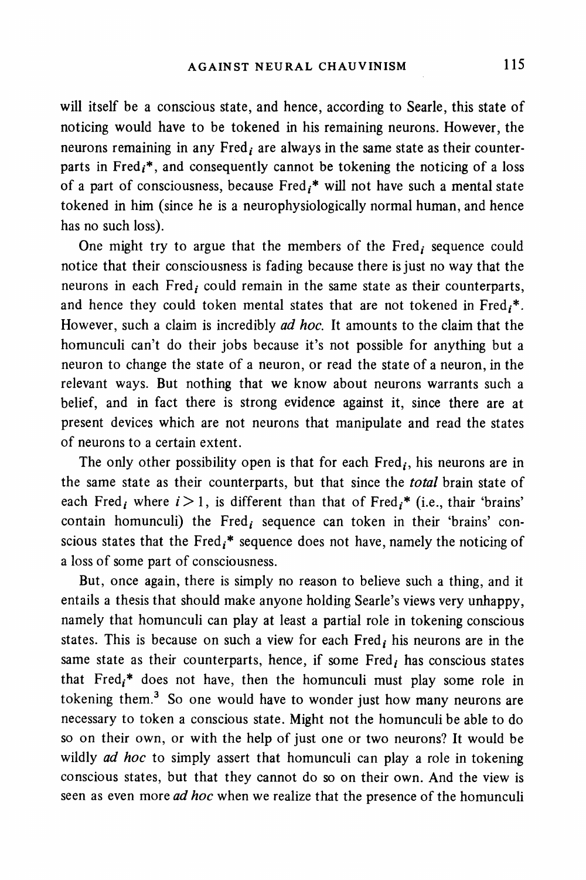will itself be a conscious state, and hence, according to Searle, this state of noticing would have to be tokened in his remaining neurons. However, the neurons remaining in any $Fred_i$ are always in the same state as their counterparts in $Fred_i$*, and consequently cannot be tokening the noticing of a loss of a part of consciousness, because $Fred_i$* will not have such a mental state tokened in him (since he is a neurophysiologically normal human, and hence has no such loss).

One might try to argue that the members of the $Fred_i$ sequence could notice that their consciousness is fading because there is just no way that the neurons in each $Fred_i$ could remain in the same state as their counterparts, and hence they could token mental states that are not tokened in $Fred_i$*. However, such a claim is incredibly *ad hoc*. It amounts to the claim that the homunculi can't do their jobs because it's not possible for anything but a neuron to change the state of a neuron, or read the state of a neuron, in the relevant ways. But nothing that we know about neurons warrants such a belief, and in fact there is strong evidence against it, since there are at present devices which are not neurons that manipulate and read the states of neurons to a certain extent.

The only other possibility open is that for each $Fred_i$, his neurons are in the same state as their counterparts, but that since the *total* brain state of each $Fred_i$ where $i > 1$, is different than that of $Fred_i$* (i.e., thair 'brains' contain homunculi) the $Fred_i$ sequence can token in their 'brains' conscious states that the $Fred_i$* sequence does not have, namely the noticing of a loss of some part of consciousness.

But, once again, there is simply no reason to believe such a thing, and it entails a thesis that should make anyone holding Searle's views very unhappy, namely that homunculi can play at least a partial role in tokening conscious states. This is because on such a view for each $Fred_i$ his neurons are in the same state as their counterparts, hence, if some $Fred_i$ has conscious states that $Fred_i$* does not have, then the homunculi must play some role in tokening them.[3] So one would have to wonder just how many neurons are necessary to token a conscious state. Might not the homunculi be able to do so on their own, or with the help of just one or two neurons? It would be wildly *ad hoc* to simply assert that homunculi can play a role in tokening conscious states, but that they cannot do so on their own. And the view is seen as even more *ad hoc* when we realize that the presence of the homunculi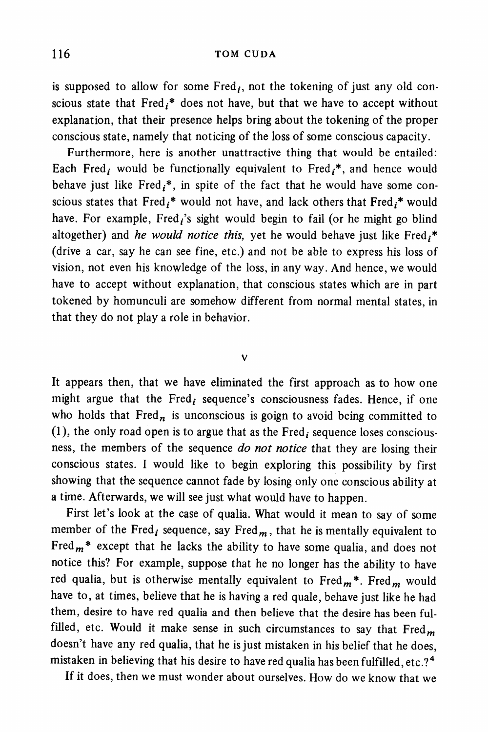is supposed to allow for some $\text{Fred}_i$, not the tokening of just any old conscious state that $\text{Fred}_i$* does not have, but that we have to accept without explanation, that their presence helps bring about the tokening of the proper conscious state, namely that noticing of the loss of some conscious capacity.

Furthermore, here is another unattractive thing that would be entailed: Each $\text{Fred}_i$ would be functionally equivalent to $\text{Fred}_i$*, and hence would behave just like $\text{Fred}_i$*, in spite of the fact that he would have some conscious states that $\text{Fred}_i$* would not have, and lack others that $\text{Fred}_i$* would have. For example, $\text{Fred}_i$'s sight would begin to fail (or he might go blind altogether) and *he would notice this,* yet he would behave just like $\text{Fred}_i$* (drive a car, say he can see fine, etc.) and not be able to express his loss of vision, not even his knowledge of the loss, in any way. And hence, we would have to accept without explanation, that conscious states which are in part tokened by homunculi are somehow different from normal mental states, in that they do not play a role in behavior.

## V

It appears then, that we have eliminated the first approach as to how one might argue that the $\text{Fred}_i$ sequence's consciousness fades. Hence, if one who holds that $\text{Fred}_n$ is unconscious is goign to avoid being committed to (1), the only road open is to argue that as the $\text{Fred}_i$ sequence loses consciousness, the members of the sequence *do not notice* that they are losing their conscious states. I would like to begin exploring this possibility by first showing that the sequence cannot fade by losing only one conscious ability at a time. Afterwards, we will see just what would have to happen.

First let's look at the case of qualia. What would it mean to say of some member of the $\text{Fred}_i$ sequence, say $\text{Fred}_m$, that he is mentally equivalent to $\text{Fred}_m$* except that he lacks the ability to have some qualia, and does not notice this? For example, suppose that he no longer has the ability to have red qualia, but is otherwise mentally equivalent to $\text{Fred}_m$*. $\text{Fred}_m$ would have to, at times, believe that he is having a red quale, behave just like he had them, desire to have red qualia and then believe that the desire has been fulfilled, etc. Would it make sense in such circumstances to say that $\text{Fred}_m$ doesn't have any red qualia, that he is just mistaken in his belief that he does, mistaken in believing that his desire to have red qualia has been fulfilled, etc.?[4]

If it does, then we must wonder about ourselves. How do we know that we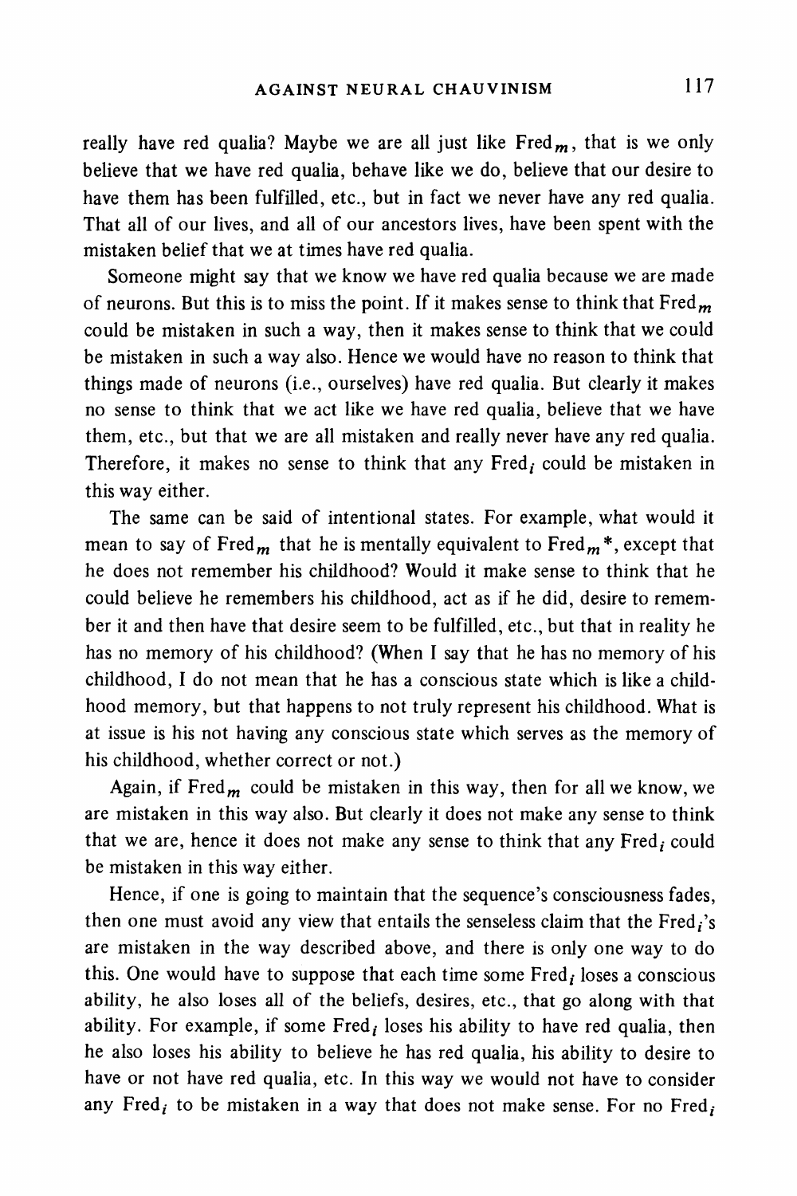really have red qualia? Maybe we are all just like $\text{Fred}_m$, that is we only believe that we have red qualia, behave like we do, believe that our desire to have them has been fulfilled, etc., but in fact we never have any red qualia. That all of our lives, and all of our ancestors lives, have been spent with the mistaken belief that we at times have red qualia.

Someone might say that we know we have red qualia because we are made of neurons. But this is to miss the point. If it makes sense to think that $\text{Fred}_m$ could be mistaken in such a way, then it makes sense to think that we could be mistaken in such a way also. Hence we would have no reason to think that things made of neurons (i.e., ourselves) have red qualia. But clearly it makes no sense to think that we act like we have red qualia, believe that we have them, etc., but that we are all mistaken and really never have any red qualia. Therefore, it makes no sense to think that any $\text{Fred}_i$ could be mistaken in this way either.

The same can be said of intentional states. For example, what would it mean to say of $\text{Fred}_m$ that he is mentally equivalent to $\text{Fred}_m{}^*$, except that he does not remember his childhood? Would it make sense to think that he could believe he remembers his childhood, act as if he did, desire to remember it and then have that desire seem to be fulfilled, etc., but that in reality he has no memory of his childhood? (When I say that he has no memory of his childhood, I do not mean that he has a conscious state which is like a childhood memory, but that happens to not truly represent his childhood. What is at issue is his not having any conscious state which serves as the memory of his childhood, whether correct or not.)

Again, if $\text{Fred}_m$ could be mistaken in this way, then for all we know, we are mistaken in this way also. But clearly it does not make any sense to think that we are, hence it does not make any sense to think that any $\text{Fred}_i$ could be mistaken in this way either.

Hence, if one is going to maintain that the sequence's consciousness fades, then one must avoid any view that entails the senseless claim that the $\text{Fred}_i$'s are mistaken in the way described above, and there is only one way to do this. One would have to suppose that each time some $\text{Fred}_i$ loses a conscious ability, he also loses all of the beliefs, desires, etc., that go along with that ability. For example, if some $\text{Fred}_i$ loses his ability to have red qualia, then he also loses his ability to believe he has red qualia, his ability to desire to have or not have red qualia, etc. In this way we would not have to consider any $\text{Fred}_i$ to be mistaken in a way that does not make sense. For no $\text{Fred}_i$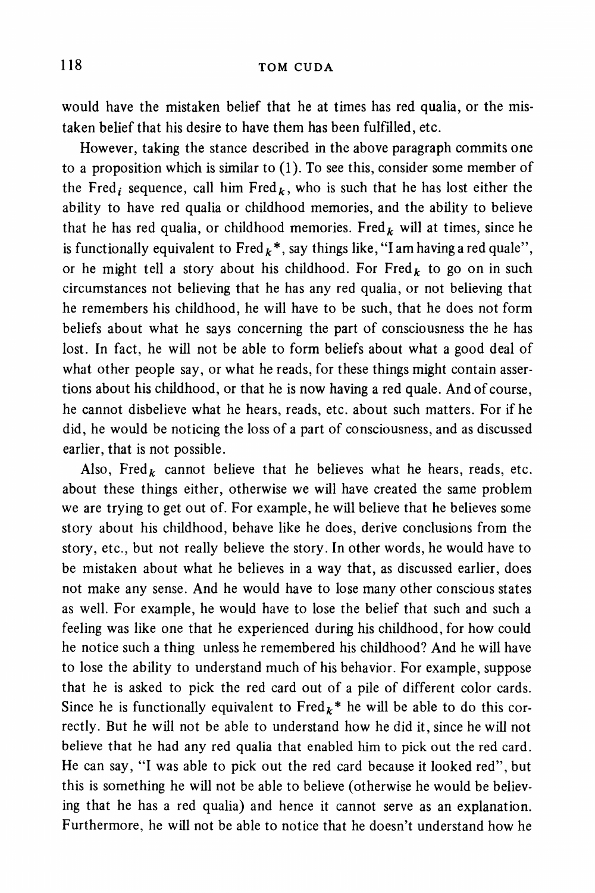would have the mistaken belief that he at times has red qualia, or the mistaken belief that his desire to have them has been fulfilled, etc.

However, taking the stance described in the above paragraph commits one to a proposition which is similar to (1). To see this, consider some member of the $\text{Fred}_i$ sequence, call him $\text{Fred}_k$, who is such that he has lost either the ability to have red qualia or childhood memories, and the ability to believe that he has red qualia, or childhood memories. $\text{Fred}_k$ will at times, since he is functionally equivalent to $\text{Fred}_k{}^*$, say things like, "I am having a red quale", or he might tell a story about his childhood. For $\text{Fred}_k$ to go on in such circumstances not believing that he has any red qualia, or not believing that he remembers his childhood, he will have to be such, that he does not form beliefs about what he says concerning the part of consciousness the he has lost. In fact, he will not be able to form beliefs about what a good deal of what other people say, or what he reads, for these things might contain assertions about his childhood, or that he is now having a red quale. And of course, he cannot disbelieve what he hears, reads, etc. about such matters. For if he did, he would be noticing the loss of a part of consciousness, and as discussed earlier, that is not possible.

Also, $\text{Fred}_k$ cannot believe that he believes what he hears, reads, etc. about these things either, otherwise we will have created the same problem we are trying to get out of. For example, he will believe that he believes some story about his childhood, behave like he does, derive conclusions from the story, etc., but not really believe the story. In other words, he would have to be mistaken about what he believes in a way that, as discussed earlier, does not make any sense. And he would have to lose many other conscious states as well. For example, he would have to lose the belief that such and such a feeling was like one that he experienced during his childhood, for how could he notice such a thing unless he remembered his childhood? And he will have to lose the ability to understand much of his behavior. For example, suppose that he is asked to pick the red card out of a pile of different color cards. Since he is functionally equivalent to $\text{Fred}_k{}^*$ he will be able to do this correctly. But he will not be able to understand how he did it, since he will not believe that he had any red qualia that enabled him to pick out the red card. He can say, "I was able to pick out the red card because it looked red", but this is something he will not be able to believe (otherwise he would be believing that he has a red qualia) and hence it cannot serve as an explanation. Furthermore, he will not be able to notice that he doesn't understand how he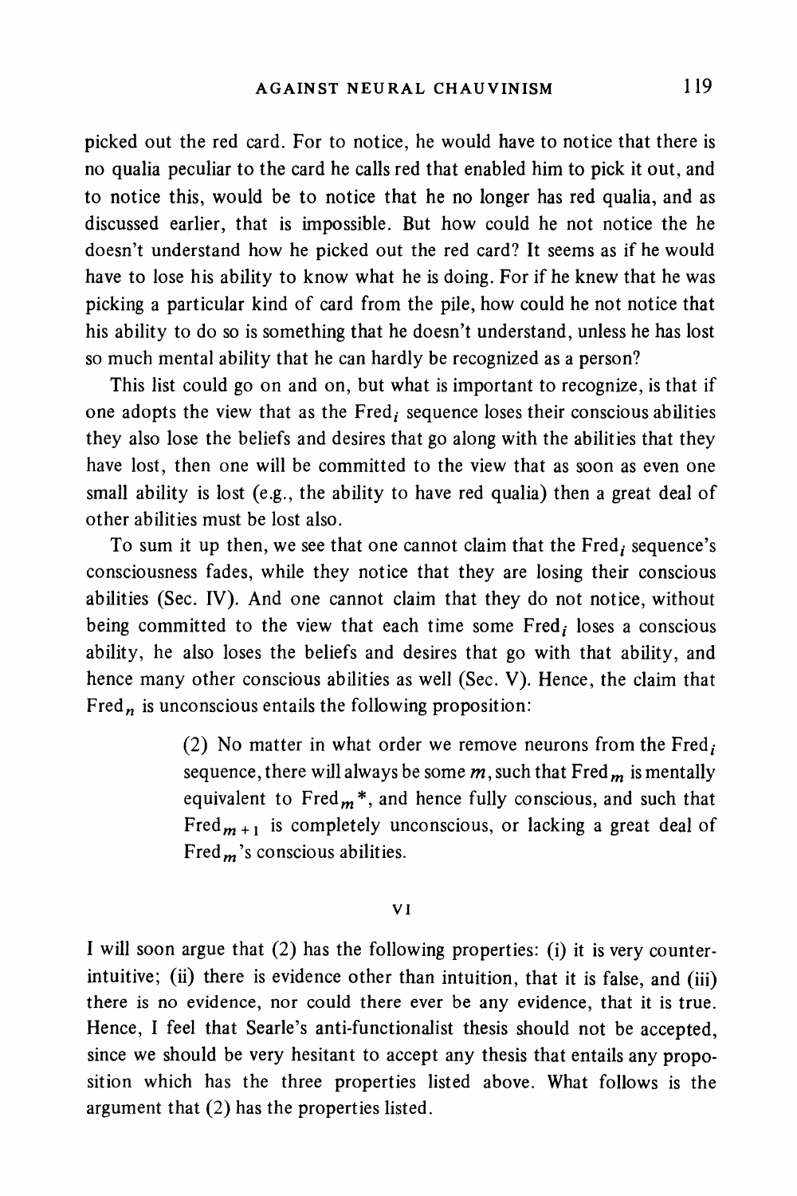picked out the red card. For to notice, he would have to notice that there is no qualia peculiar to the card he calls red that enabled him to pick it out, and to notice this, would be to notice that he no longer has red qualia, and as discussed earlier, that is impossible. But how could he not notice the he doesn't understand how he picked out the red card? It seems as if he would have to lose his ability to know what he is doing. For if he knew that he was picking a particular kind of card from the pile, how could he not notice that his ability to do so is something that he doesn't understand, unless he has lost so much mental ability that he can hardly be recognized as a person?

This list could go on and on, but what is important to recognize, is that if one adopts the view that as the $\text{Fred}_i$ sequence loses their conscious abilities they also lose the beliefs and desires that go along with the abilities that they have lost, then one will be committed to the view that as soon as even one small ability is lost (e.g., the ability to have red qualia) then a great deal of other abilities must be lost also.

To sum it up then, we see that one cannot claim that the $\text{Fred}_i$ sequence's consciousness fades, while they notice that they are losing their conscious abilities (Sec. IV). And one cannot claim that they do not notice, without being committed to the view that each time some $\text{Fred}_i$ loses a conscious ability, he also loses the beliefs and desires that go with that ability, and hence many other conscious abilities as well (Sec. V). Hence, the claim that $\text{Fred}_n$ is unconscious entails the following proposition:

> (2) No matter in what order we remove neurons from the $\text{Fred}_i$ sequence, there will always be some $m$, such that $\text{Fred}_m$ is mentally equivalent to $\text{Fred}_m{}^*$, and hence fully conscious, and such that $\text{Fred}_{m+1}$ is completely unconscious, or lacking a great deal of $\text{Fred}_m$'s conscious abilities.

## VI

I will soon argue that (2) has the following properties: (i) it is very counterintuitive; (ii) there is evidence other than intuition, that it is false, and (iii) there is no evidence, nor could there ever be any evidence, that it is true. Hence, I feel that Searle's anti-functionalist thesis should not be accepted, since we should be very hesitant to accept any thesis that entails any proposition which has the three properties listed above. What follows is the argument that (2) has the properties listed.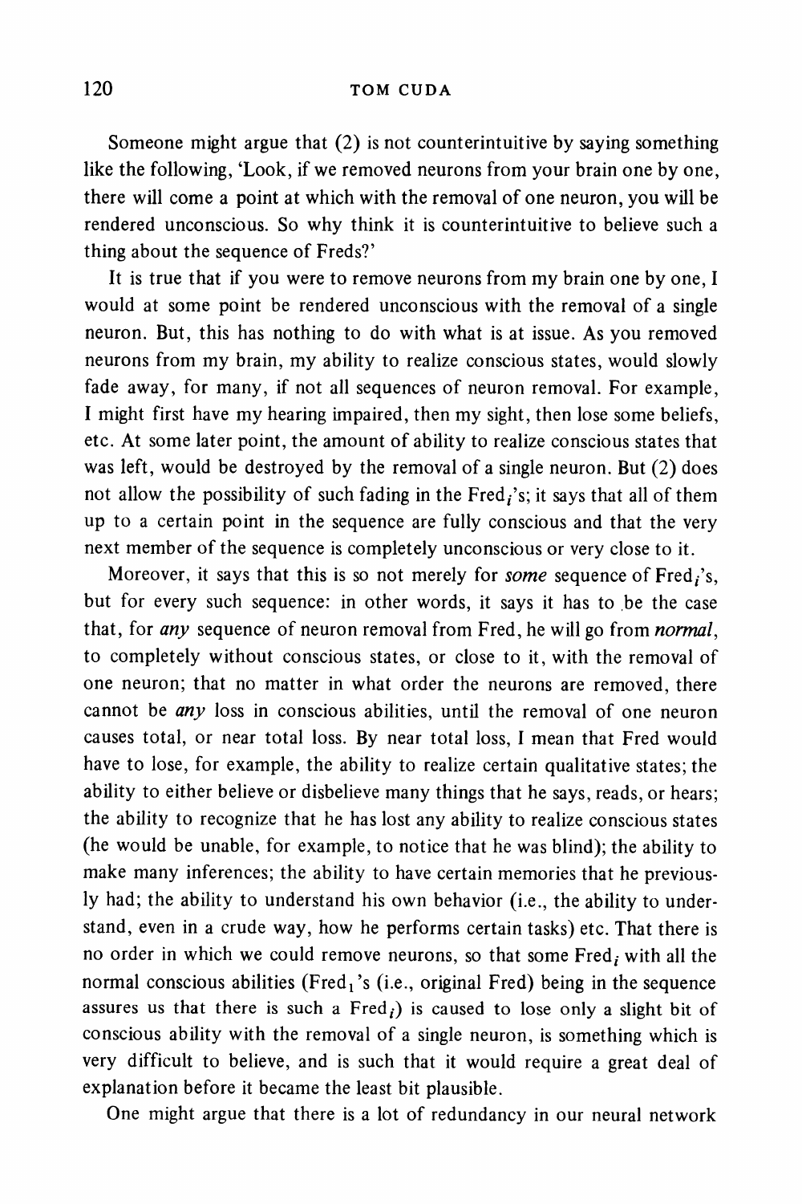Someone might argue that (2) is not counterintuitive by saying something like the following, 'Look, if we removed neurons from your brain one by one, there will come a point at which with the removal of one neuron, you will be rendered unconscious. So why think it is counterintuitive to believe such a thing about the sequence of Freds?'

It is true that if you were to remove neurons from my brain one by one, I would at some point be rendered unconscious with the removal of a single neuron. But, this has nothing to do with what is at issue. As you removed neurons from my brain, my ability to realize conscious states, would slowly fade away, for many, if not all sequences of neuron removal. For example, I might first have my hearing impaired, then my sight, then lose some beliefs, etc. At some later point, the amount of ability to realize conscious states that was left, would be destroyed by the removal of a single neuron. But (2) does not allow the possibility of such fading in the Fred$_i$'s; it says that all of them up to a certain point in the sequence are fully conscious and that the very next member of the sequence is completely unconscious or very close to it.

Moreover, it says that this is so not merely for *some* sequence of Fred$_i$'s, but for every such sequence: in other words, it says it has to be the case that, for *any* sequence of neuron removal from Fred, he will go from *normal*, to completely without conscious states, or close to it, with the removal of one neuron; that no matter in what order the neurons are removed, there cannot be *any* loss in conscious abilities, until the removal of one neuron causes total, or near total loss. By near total loss, I mean that Fred would have to lose, for example, the ability to realize certain qualitative states; the ability to either believe or disbelieve many things that he says, reads, or hears; the ability to recognize that he has lost any ability to realize conscious states (he would be unable, for example, to notice that he was blind); the ability to make many inferences; the ability to have certain memories that he previously had; the ability to understand his own behavior (i.e., the ability to understand, even in a crude way, how he performs certain tasks) etc. That there is no order in which we could remove neurons, so that some Fred$_i$ with all the normal conscious abilities (Fred$_1$'s (i.e., original Fred) being in the sequence assures us that there is such a Fred$_i$) is caused to lose only a slight bit of conscious ability with the removal of a single neuron, is something which is very difficult to believe, and is such that it would require a great deal of explanation before it became the least bit plausible.

One might argue that there is a lot of redundancy in our neural network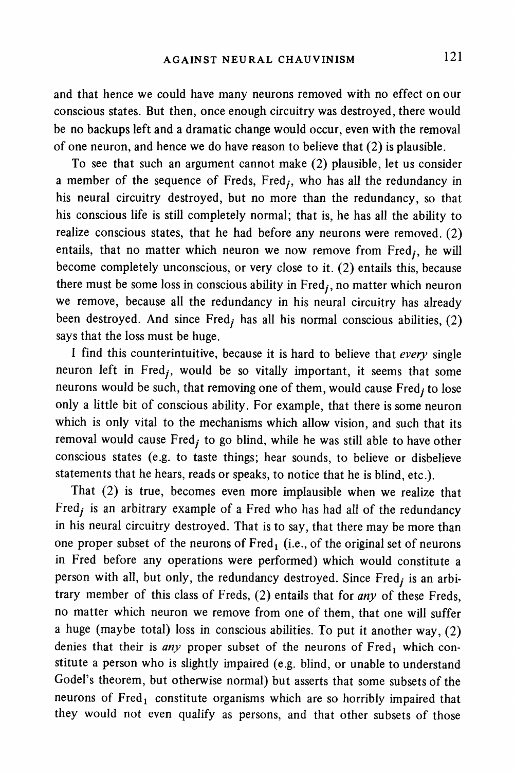and that hence we could have many neurons removed with no effect on our conscious states. But then, once enough circuitry was destroyed, there would be no backups left and a dramatic change would occur, even with the removal of one neuron, and hence we do have reason to believe that (2) is plausible.

To see that such an argument cannot make (2) plausible, let us consider a member of the sequence of Freds, $\text{Fred}_j$, who has all the redundancy in his neural circuitry destroyed, but no more than the redundancy, so that his conscious life is still completely normal; that is, he has all the ability to realize conscious states, that he had before any neurons were removed. (2) entails, that no matter which neuron we now remove from $\text{Fred}_j$, he will become completely unconscious, or very close to it. (2) entails this, because there must be some loss in conscious ability in $\text{Fred}_j$, no matter which neuron we remove, because all the redundancy in his neural circuitry has already been destroyed. And since $\text{Fred}_j$ has all his normal conscious abilities, (2) says that the loss must be huge.

I find this counterintuitive, because it is hard to believe that *every* single neuron left in $\text{Fred}_j$, would be so vitally important, it seems that some neurons would be such, that removing one of them, would cause $\text{Fred}_j$ to lose only a little bit of conscious ability. For example, that there is some neuron which is only vital to the mechanisms which allow vision, and such that its removal would cause $\text{Fred}_j$ to go blind, while he was still able to have other conscious states (e.g. to taste things; hear sounds, to believe or disbelieve statements that he hears, reads or speaks, to notice that he is blind, etc.).

That (2) is true, becomes even more implausible when we realize that $\text{Fred}_j$ is an arbitrary example of a Fred who has had all of the redundancy in his neural circuitry destroyed. That is to say, that there may be more than one proper subset of the neurons of $\text{Fred}_1$ (i.e., of the original set of neurons in Fred before any operations were performed) which would constitute a person with all, but only, the redundancy destroyed. Since $\text{Fred}_j$ is an arbitrary member of this class of Freds, (2) entails that for *any* of these Freds, no matter which neuron we remove from one of them, that one will suffer a huge (maybe total) loss in conscious abilities. To put it another way, (2) denies that their is *any* proper subset of the neurons of $\text{Fred}_1$ which constitute a person who is slightly impaired (e.g. blind, or unable to understand Godel's theorem, but otherwise normal) but asserts that some subsets of the neurons of $\text{Fred}_1$ constitute organisms which are so horribly impaired that they would not even qualify as persons, and that other subsets of those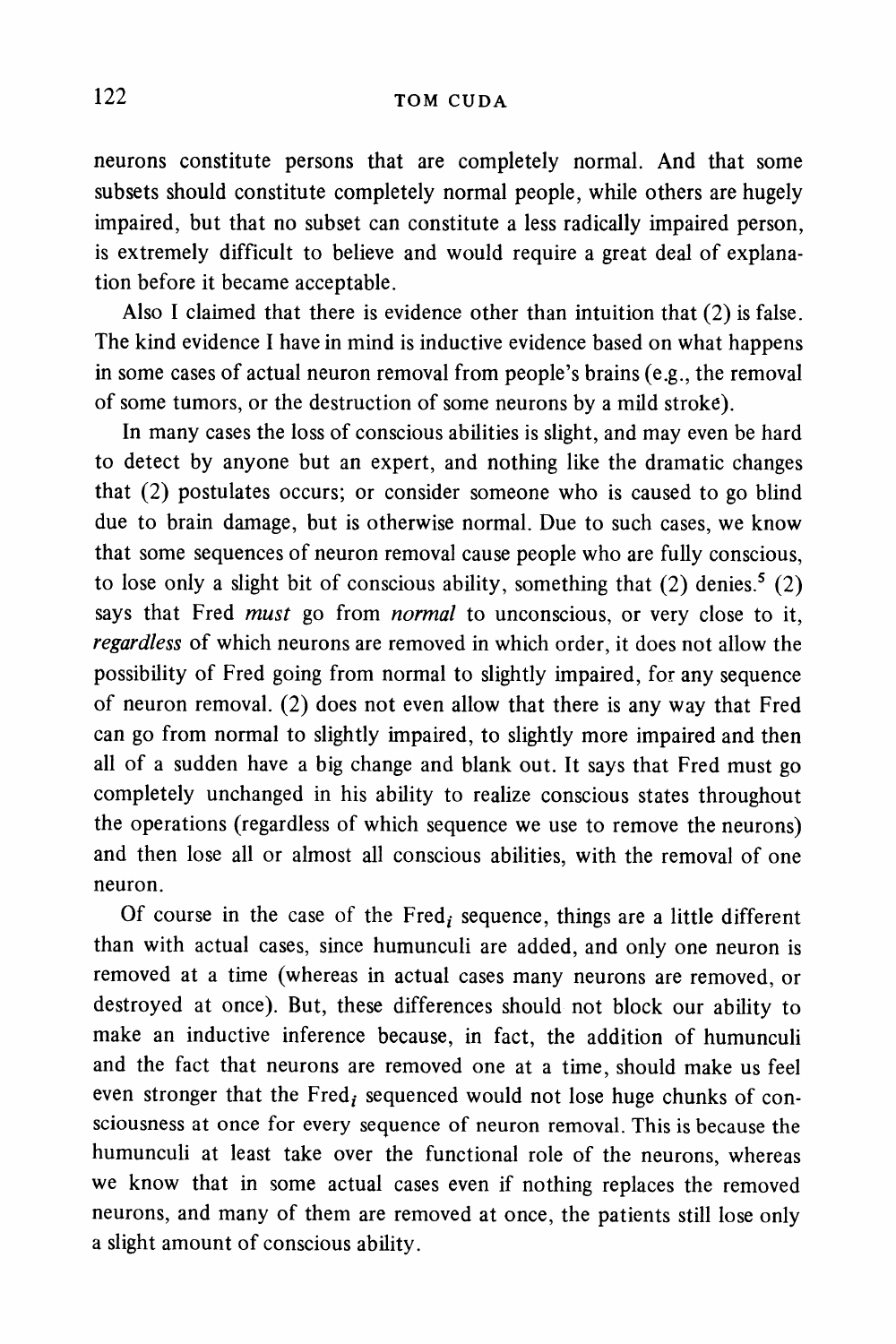neurons constitute persons that are completely normal. And that some subsets should constitute completely normal people, while others are hugely impaired, but that no subset can constitute a less radically impaired person, is extremely difficult to believe and would require a great deal of explanation before it became acceptable.

Also I claimed that there is evidence other than intuition that (2) is false. The kind evidence I have in mind is inductive evidence based on what happens in some cases of actual neuron removal from people's brains (e.g., the removal of some tumors, or the destruction of some neurons by a mild stroke).

In many cases the loss of conscious abilities is slight, and may even be hard to detect by anyone but an expert, and nothing like the dramatic changes that (2) postulates occurs; or consider someone who is caused to go blind due to brain damage, but is otherwise normal. Due to such cases, we know that some sequences of neuron removal cause people who are fully conscious, to lose only a slight bit of conscious ability, something that (2) denies.[5] (2) says that Fred *must* go from *normal* to unconscious, or very close to it, *regardless* of which neurons are removed in which order, it does not allow the possibility of Fred going from normal to slightly impaired, for any sequence of neuron removal. (2) does not even allow that there is any way that Fred can go from normal to slightly impaired, to slightly more impaired and then all of a sudden have a big change and blank out. It says that Fred must go completely unchanged in his ability to realize conscious states throughout the operations (regardless of which sequence we use to remove the neurons) and then lose all or almost all conscious abilities, with the removal of one neuron.

Of course in the case of the $\text{Fred}_i$ sequence, things are a little different than with actual cases, since humunculi are added, and only one neuron is removed at a time (whereas in actual cases many neurons are removed, or destroyed at once). But, these differences should not block our ability to make an inductive inference because, in fact, the addition of humunculi and the fact that neurons are removed one at a time, should make us feel even stronger that the $\text{Fred}_i$ sequenced would not lose huge chunks of consciousness at once for every sequence of neuron removal. This is because the humunculi at least take over the functional role of the neurons, whereas we know that in some actual cases even if nothing replaces the removed neurons, and many of them are removed at once, the patients still lose only a slight amount of conscious ability.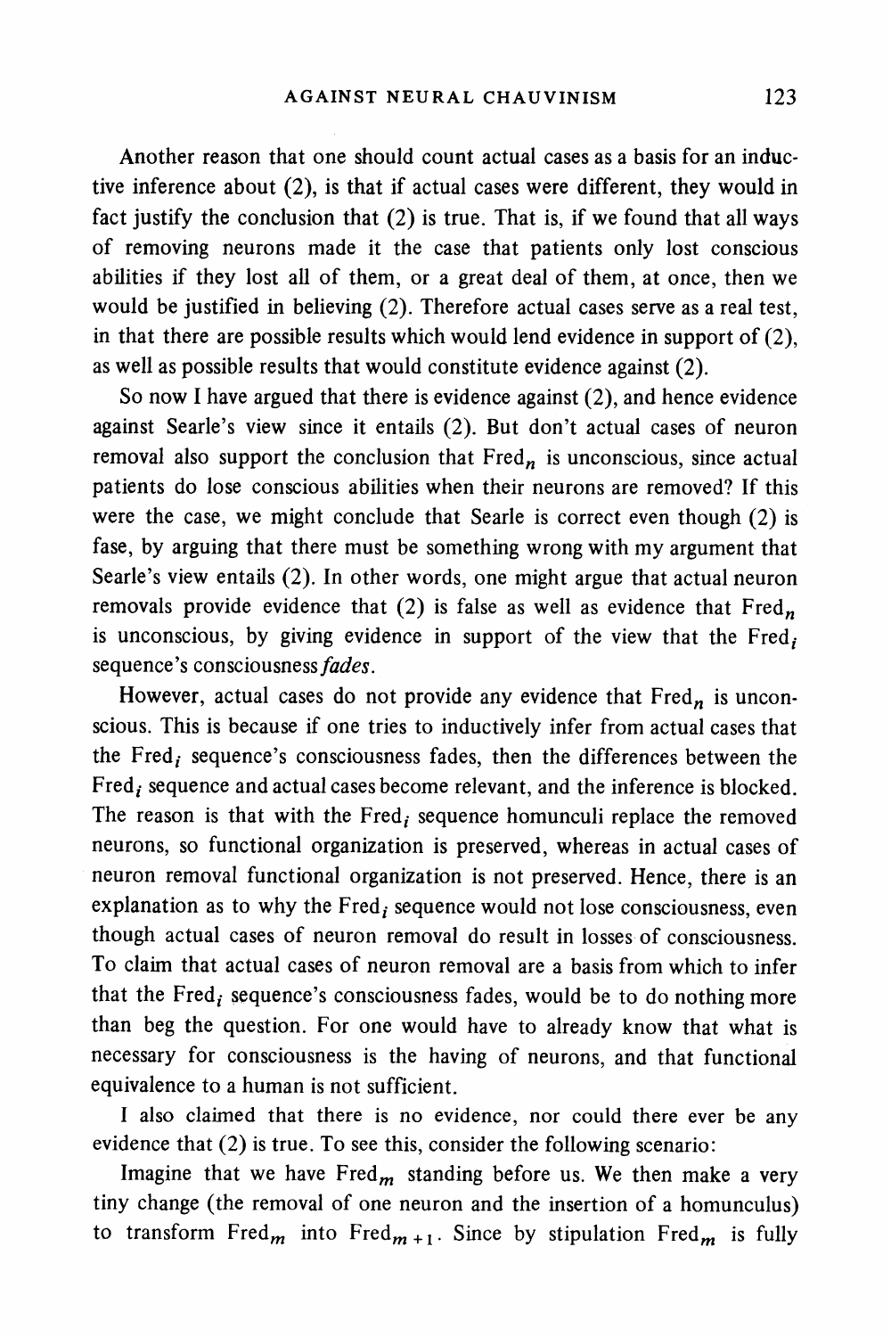Another reason that one should count actual cases as a basis for an inductive inference about (2), is that if actual cases were different, they would in fact justify the conclusion that (2) is true. That is, if we found that all ways of removing neurons made it the case that patients only lost conscious abilities if they lost all of them, or a great deal of them, at once, then we would be justified in believing (2). Therefore actual cases serve as a real test, in that there are possible results which would lend evidence in support of (2), as well as possible results that would constitute evidence against (2).

So now I have argued that there is evidence against (2), and hence evidence against Searle's view since it entails (2). But don't actual cases of neuron removal also support the conclusion that $\text{Fred}_n$ is unconscious, since actual patients do lose conscious abilities when their neurons are removed? If this were the case, we might conclude that Searle is correct even though (2) is fase, by arguing that there must be something wrong with my argument that Searle's view entails (2). In other words, one might argue that actual neuron removals provide evidence that (2) is false as well as evidence that $\text{Fred}_n$ is unconscious, by giving evidence in support of the view that the $\text{Fred}_i$ sequence's consciousness *fades*.

However, actual cases do not provide any evidence that $\text{Fred}_n$ is unconscious. This is because if one tries to inductively infer from actual cases that the $\text{Fred}_i$ sequence's consciousness fades, then the differences between the $\text{Fred}_i$ sequence and actual cases become relevant, and the inference is blocked. The reason is that with the $\text{Fred}_i$ sequence homunculi replace the removed neurons, so functional organization is preserved, whereas in actual cases of neuron removal functional organization is not preserved. Hence, there is an explanation as to why the $\text{Fred}_i$ sequence would not lose consciousness, even though actual cases of neuron removal do result in losses of consciousness. To claim that actual cases of neuron removal are a basis from which to infer that the $\text{Fred}_i$ sequence's consciousness fades, would be to do nothing more than beg the question. For one would have to already know that what is necessary for consciousness is the having of neurons, and that functional equivalence to a human is not sufficient.

I also claimed that there is no evidence, nor could there ever be any evidence that (2) is true. To see this, consider the following scenario:

Imagine that we have $\text{Fred}_m$ standing before us. We then make a very tiny change (the removal of one neuron and the insertion of a homunculus) to transform $\text{Fred}_m$ into $\text{Fred}_{m+1}$. Since by stipulation $\text{Fred}_m$ is fully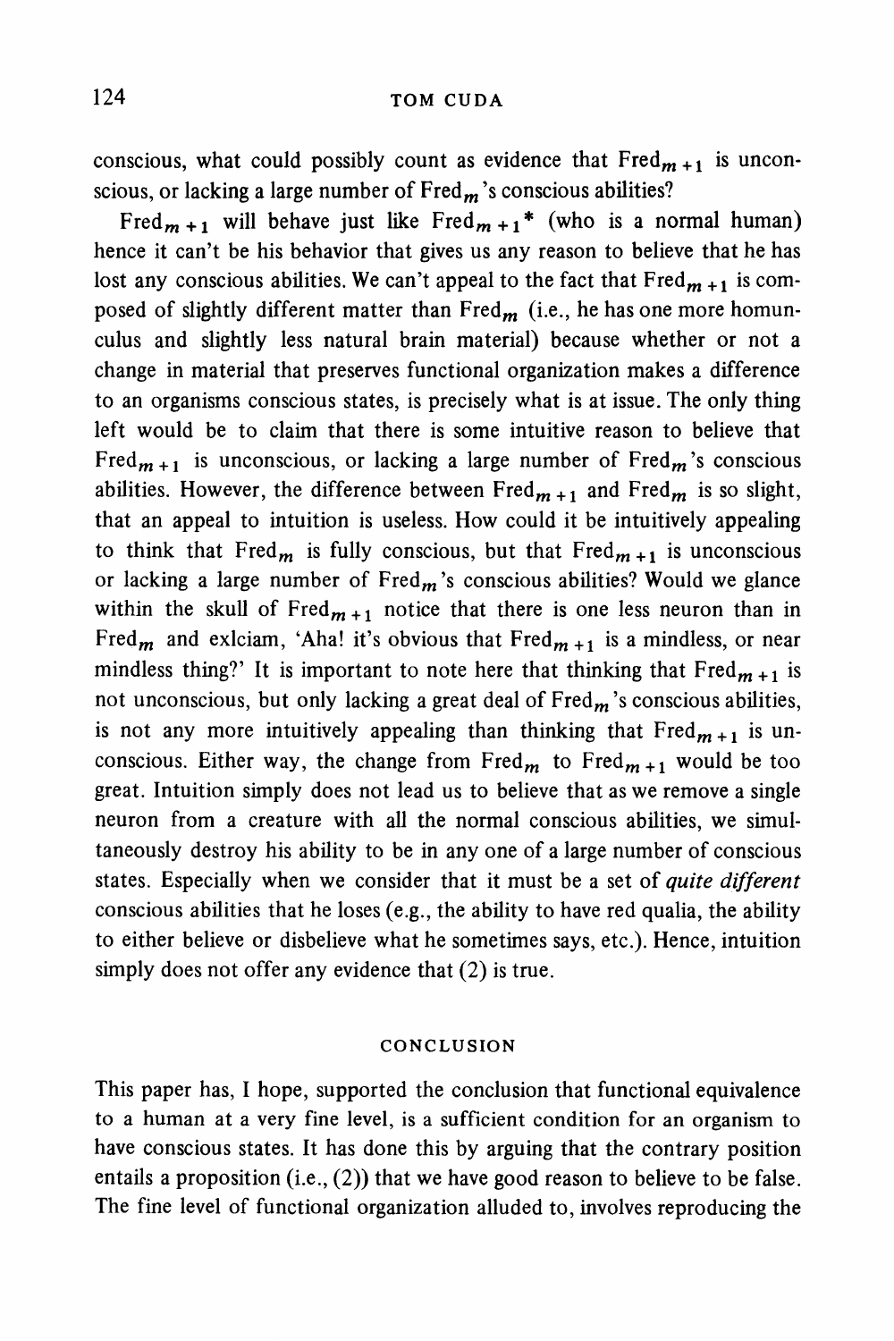conscious, what could possibly count as evidence that $\text{Fred}_{m+1}$ is unconscious, or lacking a large number of $\text{Fred}_m$'s conscious abilities?

$\text{Fred}_{m+1}$ will behave just like $\text{Fred}_{m+1}^*$ (who is a normal human) hence it can't be his behavior that gives us any reason to believe that he has lost any conscious abilities. We can't appeal to the fact that $\text{Fred}_{m+1}$ is composed of slightly different matter than $\text{Fred}_m$ (i.e., he has one more homunculus and slightly less natural brain material) because whether or not a change in material that preserves functional organization makes a difference to an organisms conscious states, is precisely what is at issue. The only thing left would be to claim that there is some intuitive reason to believe that $\text{Fred}_{m+1}$ is unconscious, or lacking a large number of $\text{Fred}_m$'s conscious abilities. However, the difference between $\text{Fred}_{m+1}$ and $\text{Fred}_m$ is so slight, that an appeal to intuition is useless. How could it be intuitively appealing to think that $\text{Fred}_m$ is fully conscious, but that $\text{Fred}_{m+1}$ is unconscious or lacking a large number of $\text{Fred}_m$'s conscious abilities? Would we glance within the skull of $\text{Fred}_{m+1}$ notice that there is one less neuron than in $\text{Fred}_m$ and exlciam, 'Aha! it's obvious that $\text{Fred}_{m+1}$ is a mindless, or near mindless thing?' It is important to note here that thinking that $\text{Fred}_{m+1}$ is not unconscious, but only lacking a great deal of $\text{Fred}_m$'s conscious abilities, is not any more intuitively appealing than thinking that $\text{Fred}_{m+1}$ is unconscious. Either way, the change from $\text{Fred}_m$ to $\text{Fred}_{m+1}$ would be too great. Intuition simply does not lead us to believe that as we remove a single neuron from a creature with all the normal conscious abilities, we simultaneously destroy his ability to be in any one of a large number of conscious states. Especially when we consider that it must be a set of *quite different* conscious abilities that he loses (e.g., the ability to have red qualia, the ability to either believe or disbelieve what he sometimes says, etc.). Hence, intuition simply does not offer any evidence that (2) is true.

## CONCLUSION

This paper has, I hope, supported the conclusion that functional equivalence to a human at a very fine level, is a sufficient condition for an organism to have conscious states. It has done this by arguing that the contrary position entails a proposition (i.e., (2)) that we have good reason to believe to be false. The fine level of functional organization alluded to, involves reproducing the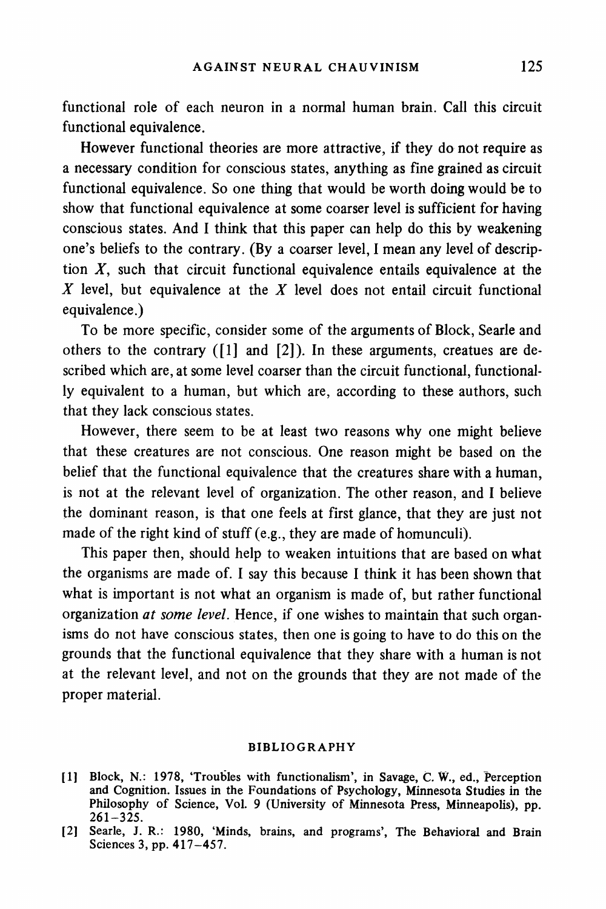functional role of each neuron in a normal human brain. Call this circuit functional equivalence.

However functional theories are more attractive, if they do not require as a necessary condition for conscious states, anything as fine grained as circuit functional equivalence. So one thing that would be worth doing would be to show that functional equivalence at some coarser level is sufficient for having conscious states. And I think that this paper can help do this by weakening one's beliefs to the contrary. (By a coarser level, I mean any level of description $X$, such that circuit functional equivalence entails equivalence at the $X$ level, but equivalence at the $X$ level does not entail circuit functional equivalence.)

To be more specific, consider some of the arguments of Block, Searle and others to the contrary ([1] and [2]). In these arguments, creatues are described which are, at some level coarser than the circuit functional, functionally equivalent to a human, but which are, according to these authors, such that they lack conscious states.

However, there seem to be at least two reasons why one might believe that these creatures are not conscious. One reason might be based on the belief that the functional equivalence that the creatures share with a human, is not at the relevant level of organization. The other reason, and I believe the dominant reason, is that one feels at first glance, that they are just not made of the right kind of stuff (e.g., they are made of homunculi).

This paper then, should help to weaken intuitions that are based on what the organisms are made of. I say this because I think it has been shown that what is important is not what an organism is made of, but rather functional organization *at some level*. Hence, if one wishes to maintain that such organisms do not have conscious states, then one is going to have to do this on the grounds that the functional equivalence that they share with a human is not at the relevant level, and not on the grounds that they are not made of the proper material.

## BIBLIOGRAPHY

[1] Block, N.: 1978, 'Troubles with functionalism', in Savage, C. W., ed., Perception and Cognition. Issues in the Foundations of Psychology, Minnesota Studies in the Philosophy of Science, Vol. 9 (University of Minnesota Press, Minneapolis), pp. 261–325.

[2] Searle, J. R.: 1980, 'Minds, brains, and programs', The Behavioral and Brain Sciences 3, pp. 417–457.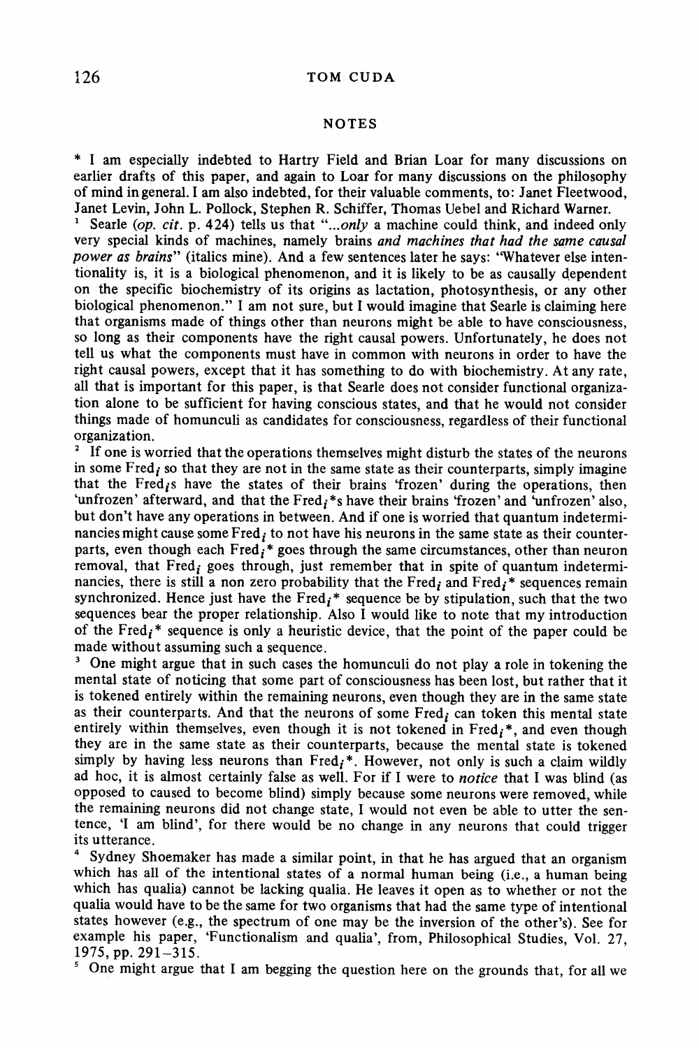## NOTES

\* I am especially indebted to Hartry Field and Brian Loar for many discussions on earlier drafts of this paper, and again to Loar for many discussions on the philosophy of mind in general. I am also indebted, for their valuable comments, to: Janet Fleetwood, Janet Levin, John L. Pollock, Stephen R. Schiffer, Thomas Uebel and Richard Warner.

[1] Searle (*op. cit.* p. 424) tells us that "...*only* a machine could think, and indeed only very special kinds of machines, namely brains *and machines that had the same causal power as brains*" (italics mine). And a few sentences later he says: "Whatever else intentionality is, it is a biological phenomenon, and it is likely to be as causally dependent on the specific biochemistry of its origins as lactation, photosynthesis, or any other biological phenomenon." I am not sure, but I would imagine that Searle is claiming here that organisms made of things other than neurons might be able to have consciousness, so long as their components have the right causal powers. Unfortunately, he does not tell us what the components must have in common with neurons in order to have the right causal powers, except that it has something to do with biochemistry. At any rate, all that is important for this paper, is that Searle does not consider functional organization alone to be sufficient for having conscious states, and that he would not consider things made of homunculi as candidates for consciousness, regardless of their functional organization.

[2] If one is worried that the operations themselves might disturb the states of the neurons in some $\text{Fred}_i$ so that they are not in the same state as their counterparts, simply imagine that the $\text{Fred}_i$s have the states of their brains 'frozen' during the operations, then 'unfrozen' afterward, and that the $\text{Fred}_i$*s have their brains 'frozen' and 'unfrozen' also, but don't have any operations in between. And if one is worried that quantum indeterminancies might cause some $\text{Fred}_i$ to not have his neurons in the same state as their counterparts, even though each $\text{Fred}_i$* goes through the same circumstances, other than neuron removal, that $\text{Fred}_i$ goes through, just remember that in spite of quantum indeterminancies, there is still a non zero probability that the $\text{Fred}_i$ and $\text{Fred}_i$* sequences remain synchronized. Hence just have the $\text{Fred}_i$* sequence be by stipulation, such that the two sequences bear the proper relationship. Also I would like to note that my introduction of the $\text{Fred}_i$* sequence is only a heuristic device, that the point of the paper could be made without assuming such a sequence.

[3] One might argue that in such cases the homunculi do not play a role in tokening the mental state of noticing that some part of consciousness has been lost, but rather that it is tokened entirely within the remaining neurons, even though they are in the same state as their counterparts. And that the neurons of some $\text{Fred}_i$ can token this mental state entirely within themselves, even though it is not tokened in $\text{Fred}_i$*, and even though they are in the same state as their counterparts, because the mental state is tokened simply by having less neurons than $\text{Fred}_i$*. However, not only is such a claim wildly ad hoc, it is almost certainly false as well. For if I were to *notice* that I was blind (as opposed to caused to become blind) simply because some neurons were removed, while the remaining neurons did not change state, I would not even be able to utter the sentence, 'I am blind', for there would be no change in any neurons that could trigger its utterance.

[4] Sydney Shoemaker has made a similar point, in that he has argued that an organism which has all of the intentional states of a normal human being (i.e., a human being which has qualia) cannot be lacking qualia. He leaves it open as to whether or not the qualia would have to be the same for two organisms that had the same type of intentional states however (e.g., the spectrum of one may be the inversion of the other's). See for example his paper, 'Functionalism and qualia', from, Philosophical Studies, Vol. 27, 1975, pp. 291–315.

[5] One might argue that I am begging the question here on the grounds that, for all we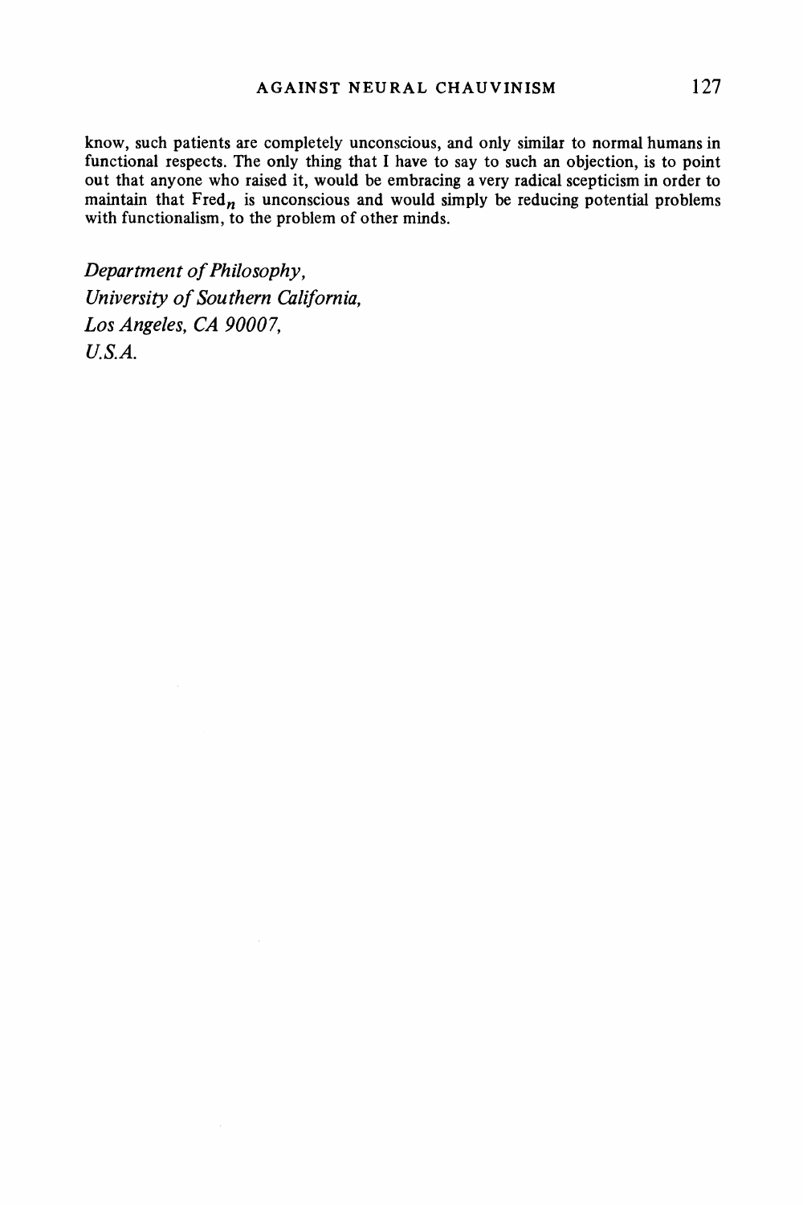know, such patients are completely unconscious, and only similar to normal humans in functional respects. The only thing that I have to say to such an objection, is to point out that anyone who raised it, would be embracing a very radical scepticism in order to maintain that $\text{Fred}_n$ is unconscious and would simply be reducing potential problems with functionalism, to the problem of other minds.

*Department of Philosophy,*
*University of Southern California,*
*Los Angeles, CA 90007,*
*U.S.A.*